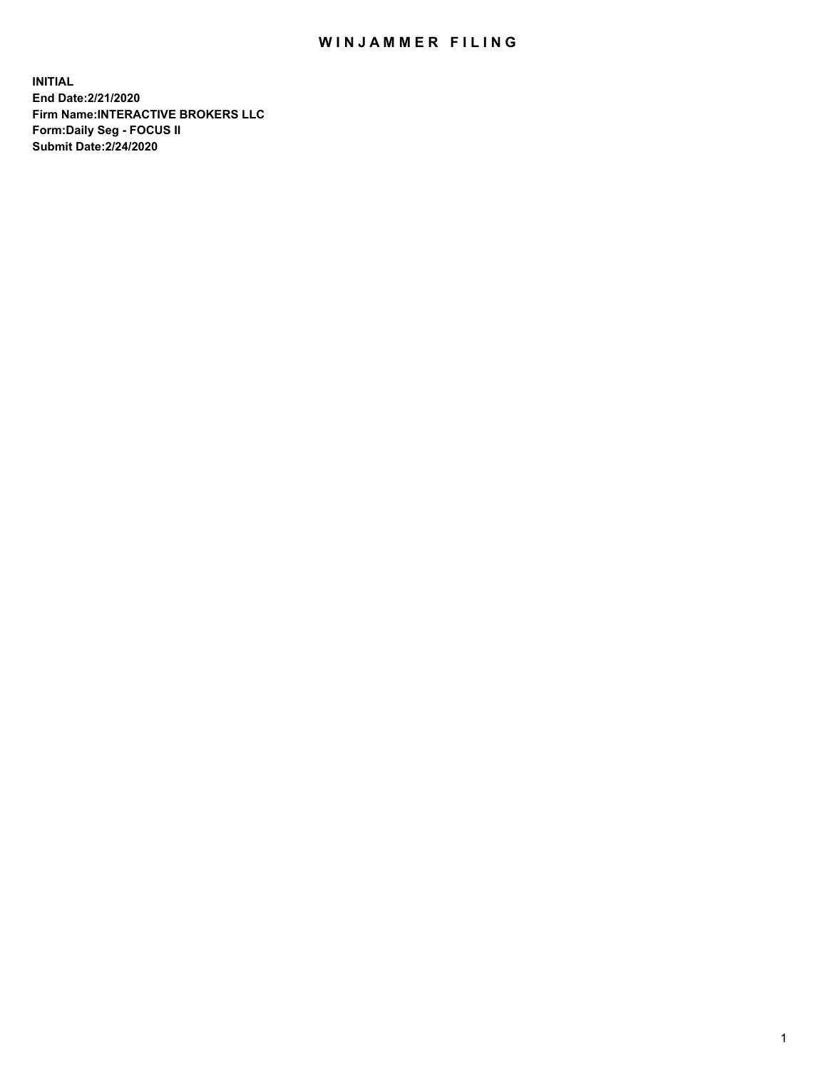# WINJAMMER FILING

**INITIAL**
**End Date:2/21/2020**
**Firm Name:INTERACTIVE BROKERS LLC**
**Form:Daily Seg - FOCUS II**
**Submit Date:2/24/2020**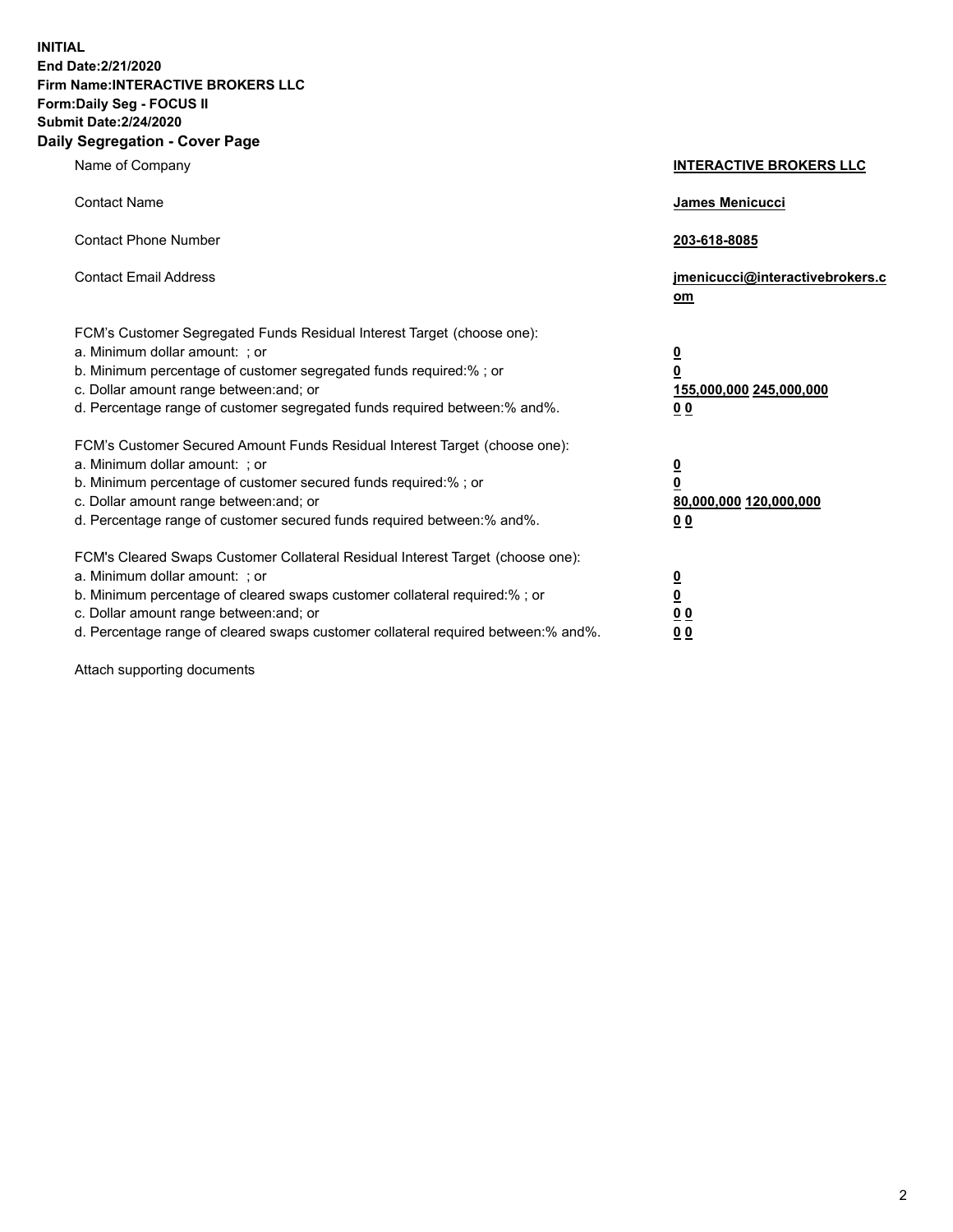**INITIAL**
**End Date:2/21/2020**
**Firm Name:INTERACTIVE BROKERS LLC**
**Form:Daily Seg - FOCUS II**
**Submit Date:2/24/2020**

## Daily Segregation - Cover Page

| | |
|---|---|
| Name of Company | **INTERACTIVE BROKERS LLC** |
| Contact Name | **James Menicucci** |
| Contact Phone Number | **203-618-8085** |
| Contact Email Address | **jmenicucci@interactivebrokers.com** |
| FCM's Customer Segregated Funds Residual Interest Target (choose one): | |
| a. Minimum dollar amount: ; or | **0** |
| b. Minimum percentage of customer segregated funds required:% ; or | **0** |
| c. Dollar amount range between:and; or | **155,000,000 245,000,000** |
| d. Percentage range of customer segregated funds required between:% and%. | **0 0** |
| FCM's Customer Secured Amount Funds Residual Interest Target (choose one): | |
| a. Minimum dollar amount: ; or | **0** |
| b. Minimum percentage of customer secured funds required:% ; or | **0** |
| c. Dollar amount range between:and; or | **80,000,000 120,000,000** |
| d. Percentage range of customer secured funds required between:% and%. | **0 0** |
| FCM's Cleared Swaps Customer Collateral Residual Interest Target (choose one): | |
| a. Minimum dollar amount: ; or | **0** |
| b. Minimum percentage of cleared swaps customer collateral required:% ; or | **0** |
| c. Dollar amount range between:and; or | **0 0** |
| d. Percentage range of cleared swaps customer collateral required between:% and%. | **0 0** |

Attach supporting documents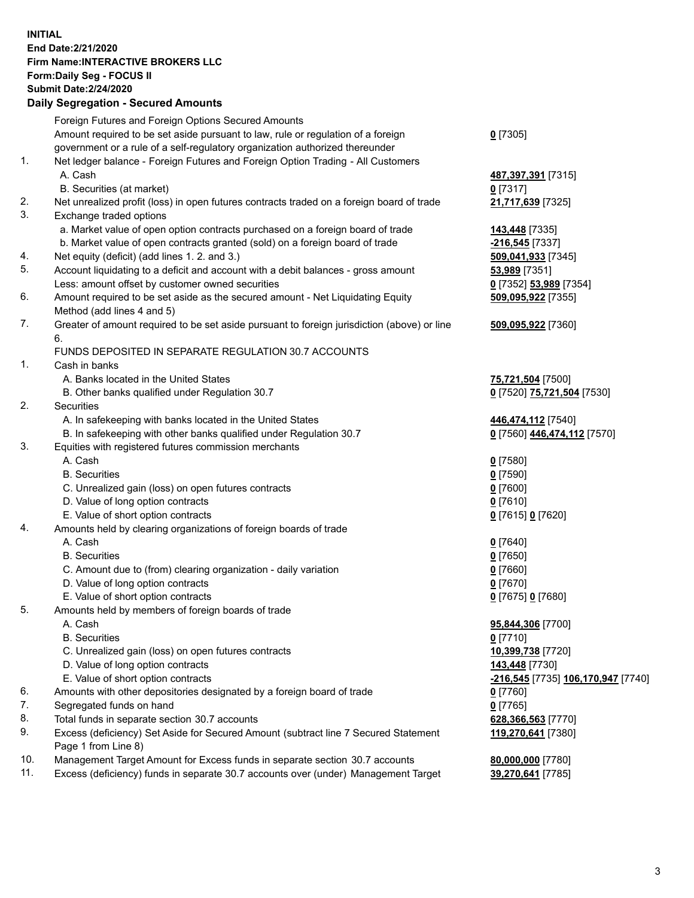**INITIAL**
**End Date:2/21/2020**
**Firm Name:INTERACTIVE BROKERS LLC**
**Form:Daily Seg - FOCUS II**
**Submit Date:2/24/2020**

## Daily Segregation - Secured Amounts

| | | |
|---|---|---|
| | Foreign Futures and Foreign Options Secured Amounts | |
| | Amount required to be set aside pursuant to law, rule or regulation of a foreign government or a rule of a self-regulatory organization authorized thereunder | **0** [7305] |
| 1. | Net ledger balance - Foreign Futures and Foreign Option Trading - All Customers | |
| | A. Cash | **487,397,391** [7315] |
| | B. Securities (at market) | **0** [7317] |
| 2. | Net unrealized profit (loss) in open futures contracts traded on a foreign board of trade | **21,717,639** [7325] |
| 3. | Exchange traded options | |
| | a. Market value of open option contracts purchased on a foreign board of trade | **143,448** [7335] |
| | b. Market value of open contracts granted (sold) on a foreign board of trade | **-216,545** [7337] |
| 4. | Net equity (deficit) (add lines 1. 2. and 3.) | **509,041,933** [7345] |
| 5. | Account liquidating to a deficit and account with a debit balances - gross amount | **53,989** [7351] |
| | Less: amount offset by customer owned securities | **0** [7352] **53,989** [7354] |
| 6. | Amount required to be set aside as the secured amount - Net Liquidating Equity Method (add lines 4 and 5) | **509,095,922** [7355] |
| 7. | Greater of amount required to be set aside pursuant to foreign jurisdiction (above) or line 6. | **509,095,922** [7360] |
| | FUNDS DEPOSITED IN SEPARATE REGULATION 30.7 ACCOUNTS | |
| 1. | Cash in banks | |
| | A. Banks located in the United States | **75,721,504** [7500] |
| | B. Other banks qualified under Regulation 30.7 | **0** [7520] **75,721,504** [7530] |
| 2. | Securities | |
| | A. In safekeeping with banks located in the United States | **446,474,112** [7540] |
| | B. In safekeeping with other banks qualified under Regulation 30.7 | **0** [7560] **446,474,112** [7570] |
| 3. | Equities with registered futures commission merchants | |
| | A. Cash | **0** [7580] |
| | B. Securities | **0** [7590] |
| | C. Unrealized gain (loss) on open futures contracts | **0** [7600] |
| | D. Value of long option contracts | **0** [7610] |
| | E. Value of short option contracts | **0** [7615] **0** [7620] |
| 4. | Amounts held by clearing organizations of foreign boards of trade | |
| | A. Cash | **0** [7640] |
| | B. Securities | **0** [7650] |
| | C. Amount due to (from) clearing organization - daily variation | **0** [7660] |
| | D. Value of long option contracts | **0** [7670] |
| | E. Value of short option contracts | **0** [7675] **0** [7680] |
| 5. | Amounts held by members of foreign boards of trade | |
| | A. Cash | **95,844,306** [7700] |
| | B. Securities | **0** [7710] |
| | C. Unrealized gain (loss) on open futures contracts | **10,399,738** [7720] |
| | D. Value of long option contracts | **143,448** [7730] |
| | E. Value of short option contracts | **-216,545** [7735] **106,170,947** [7740] |
| 6. | Amounts with other depositories designated by a foreign board of trade | **0** [7760] |
| 7. | Segregated funds on hand | **0** [7765] |
| 8. | Total funds in separate section 30.7 accounts | **628,366,563** [7770] |
| 9. | Excess (deficiency) Set Aside for Secured Amount (subtract line 7 Secured Statement Page 1 from Line 8) | **119,270,641** [7380] |
| 10. | Management Target Amount for Excess funds in separate section 30.7 accounts | **80,000,000** [7780] |
| 11. | Excess (deficiency) funds in separate 30.7 accounts over (under) Management Target | **39,270,641** [7785] |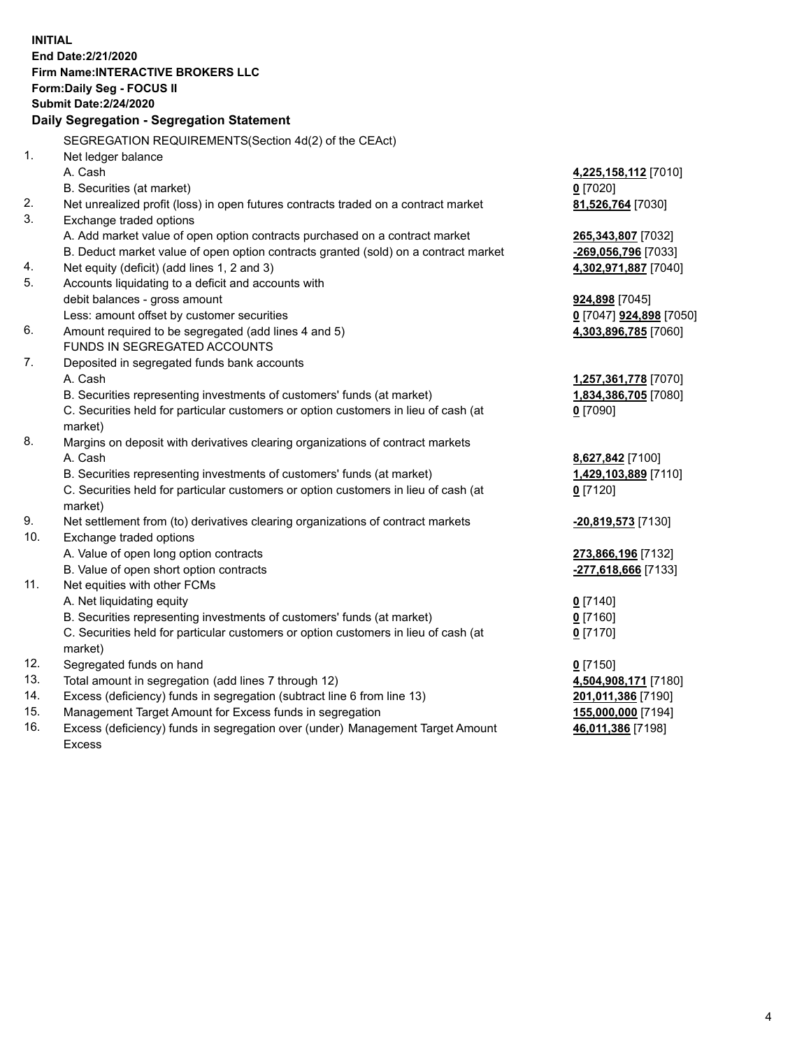**INITIAL**
**End Date:2/21/2020**
**Firm Name:INTERACTIVE BROKERS LLC**
**Form:Daily Seg - FOCUS II**
**Submit Date:2/24/2020**

**Daily Segregation - Segregation Statement**

SEGREGATION REQUIREMENTS(Section 4d(2) of the CEAct)

| | | |
|---|---|---|
| 1. | Net ledger balance | |
| | A. Cash | **4,225,158,112** [7010] |
| | B. Securities (at market) | **0** [7020] |
| 2. | Net unrealized profit (loss) in open futures contracts traded on a contract market | **81,526,764** [7030] |
| 3. | Exchange traded options | |
| | A. Add market value of open option contracts purchased on a contract market | **265,343,807** [7032] |
| | B. Deduct market value of open option contracts granted (sold) on a contract market | **-269,056,796** [7033] |
| 4. | Net equity (deficit) (add lines 1, 2 and 3) | **4,302,971,887** [7040] |
| 5. | Accounts liquidating to a deficit and accounts with debit balances - gross amount | **924,898** [7045] |
| | Less: amount offset by customer securities | **0** [7047] **924,898** [7050] |
| 6. | Amount required to be segregated (add lines 4 and 5) | **4,303,896,785** [7060] |
| | FUNDS IN SEGREGATED ACCOUNTS | |
| 7. | Deposited in segregated funds bank accounts | |
| | A. Cash | **1,257,361,778** [7070] |
| | B. Securities representing investments of customers' funds (at market) | **1,834,386,705** [7080] |
| | C. Securities held for particular customers or option customers in lieu of cash (at market) | **0** [7090] |
| 8. | Margins on deposit with derivatives clearing organizations of contract markets | |
| | A. Cash | **8,627,842** [7100] |
| | B. Securities representing investments of customers' funds (at market) | **1,429,103,889** [7110] |
| | C. Securities held for particular customers or option customers in lieu of cash (at market) | **0** [7120] |
| 9. | Net settlement from (to) derivatives clearing organizations of contract markets | **-20,819,573** [7130] |
| 10. | Exchange traded options | |
| | A. Value of open long option contracts | **273,866,196** [7132] |
| | B. Value of open short option contracts | **-277,618,666** [7133] |
| 11. | Net equities with other FCMs | |
| | A. Net liquidating equity | **0** [7140] |
| | B. Securities representing investments of customers' funds (at market) | **0** [7160] |
| | C. Securities held for particular customers or option customers in lieu of cash (at market) | **0** [7170] |
| 12. | Segregated funds on hand | **0** [7150] |
| 13. | Total amount in segregation (add lines 7 through 12) | **4,504,908,171** [7180] |
| 14. | Excess (deficiency) funds in segregation (subtract line 6 from line 13) | **201,011,386** [7190] |
| 15. | Management Target Amount for Excess funds in segregation | **155,000,000** [7194] |
| 16. | Excess (deficiency) funds in segregation over (under) Management Target Amount Excess | **46,011,386** [7198] |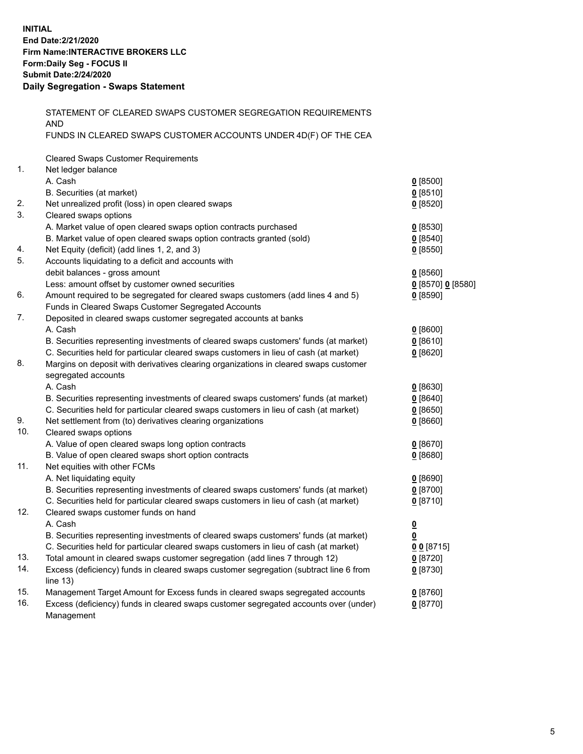**INITIAL**
**End Date:2/21/2020**
**Firm Name:INTERACTIVE BROKERS LLC**
**Form:Daily Seg - FOCUS II**
**Submit Date:2/24/2020**
**Daily Segregation - Swaps Statement**

STATEMENT OF CLEARED SWAPS CUSTOMER SEGREGATION REQUIREMENTS
AND
FUNDS IN CLEARED SWAPS CUSTOMER ACCOUNTS UNDER 4D(F) OF THE CEA

| | | |
|---|---|---|
| | Cleared Swaps Customer Requirements | |
| 1. | Net ledger balance | |
| | A. Cash | 0 [8500] |
| | B. Securities (at market) | 0 [8510] |
| 2. | Net unrealized profit (loss) in open cleared swaps | 0 [8520] |
| 3. | Cleared swaps options | |
| | A. Market value of open cleared swaps option contracts purchased | 0 [8530] |
| | B. Market value of open cleared swaps option contracts granted (sold) | 0 [8540] |
| 4. | Net Equity (deficit) (add lines 1, 2, and 3) | 0 [8550] |
| 5. | Accounts liquidating to a deficit and accounts with | |
| | debit balances - gross amount | 0 [8560] |
| | Less: amount offset by customer owned securities | 0 [8570] 0 [8580] |
| 6. | Amount required to be segregated for cleared swaps customers (add lines 4 and 5) | 0 [8590] |
| | Funds in Cleared Swaps Customer Segregated Accounts | |
| 7. | Deposited in cleared swaps customer segregated accounts at banks | |
| | A. Cash | 0 [8600] |
| | B. Securities representing investments of cleared swaps customers' funds (at market) | 0 [8610] |
| | C. Securities held for particular cleared swaps customers in lieu of cash (at market) | 0 [8620] |
| 8. | Margins on deposit with derivatives clearing organizations in cleared swaps customer segregated accounts | |
| | A. Cash | 0 [8630] |
| | B. Securities representing investments of cleared swaps customers' funds (at market) | 0 [8640] |
| | C. Securities held for particular cleared swaps customers in lieu of cash (at market) | 0 [8650] |
| 9. | Net settlement from (to) derivatives clearing organizations | 0 [8660] |
| 10. | Cleared swaps options | |
| | A. Value of open cleared swaps long option contracts | 0 [8670] |
| | B. Value of open cleared swaps short option contracts | 0 [8680] |
| 11. | Net equities with other FCMs | |
| | A. Net liquidating equity | 0 [8690] |
| | B. Securities representing investments of cleared swaps customers' funds (at market) | 0 [8700] |
| | C. Securities held for particular cleared swaps customers in lieu of cash (at market) | 0 [8710] |
| 12. | Cleared swaps customer funds on hand | |
| | A. Cash | 0 |
| | B. Securities representing investments of cleared swaps customers' funds (at market) | 0 |
| | C. Securities held for particular cleared swaps customers in lieu of cash (at market) | 0 0 [8715] |
| 13. | Total amount in cleared swaps customer segregation (add lines 7 through 12) | 0 [8720] |
| 14. | Excess (deficiency) funds in cleared swaps customer segregation (subtract line 6 from line 13) | 0 [8730] |
| 15. | Management Target Amount for Excess funds in cleared swaps segregated accounts | 0 [8760] |
| 16. | Excess (deficiency) funds in cleared swaps customer segregated accounts over (under) Management | 0 [8770] |